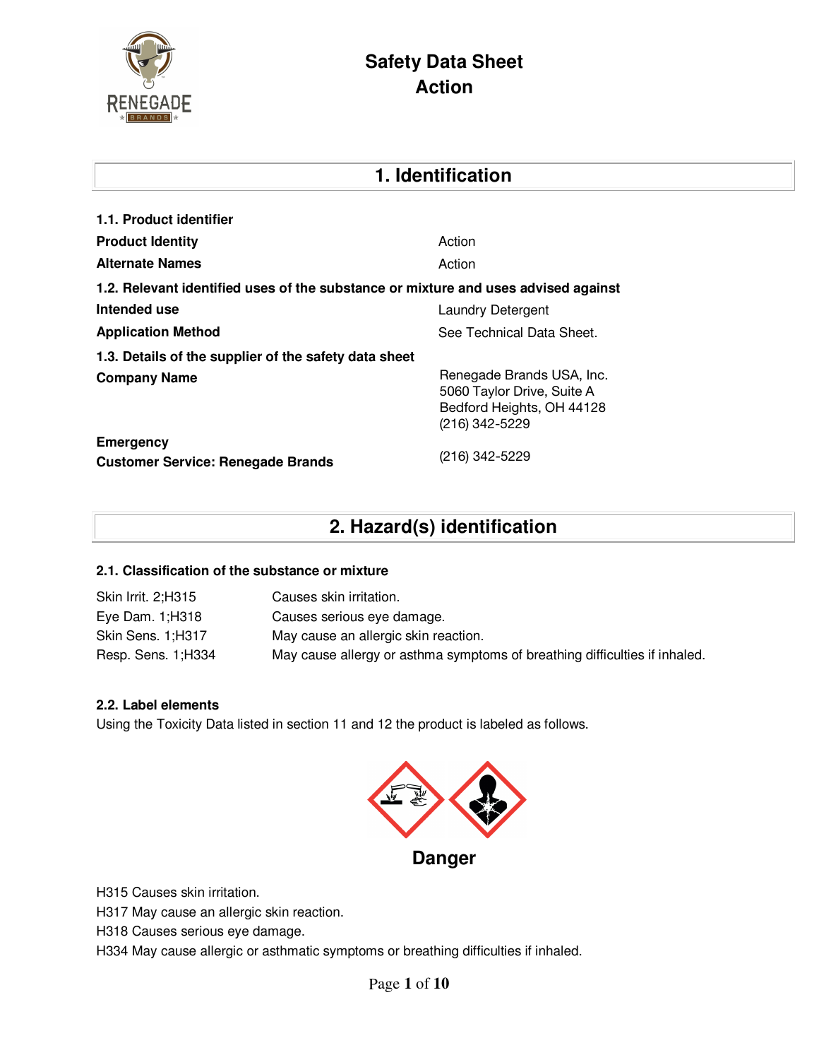# Safety Data Sheet
# Action

## 1. Identification

### 1.1. Product identifier

| | |
|---|---|
| **Product Identity** | Action |
| **Alternate Names** | Action |

### 1.2. Relevant identified uses of the substance or mixture and uses advised against

| | |
|---|---|
| **Intended use** | Laundry Detergent |
| **Application Method** | See Technical Data Sheet. |

### 1.3. Details of the supplier of the safety data sheet

| | |
|---|---|
| **Company Name** | Renegade Brands USA, Inc.<br>5060 Taylor Drive, Suite A<br>Bedford Heights, OH 44128<br>(216) 342-5229 |
| **Emergency**<br>**Customer Service: Renegade Brands** | (216) 342-5229 |

## 2. Hazard(s) identification

### 2.1. Classification of the substance or mixture

| | |
|---|---|
| Skin Irrit. 2;H315 | Causes skin irritation. |
| Eye Dam. 1;H318 | Causes serious eye damage. |
| Skin Sens. 1;H317 | May cause an allergic skin reaction. |
| Resp. Sens. 1;H334 | May cause allergy or asthma symptoms of breathing difficulties if inhaled. |

### 2.2. Label elements

Using the Toxicity Data listed in section 11 and 12 the product is labeled as follows.

**Danger**

H315 Causes skin irritation.
H317 May cause an allergic skin reaction.
H318 Causes serious eye damage.
H334 May cause allergic or asthmatic symptoms or breathing difficulties if inhaled.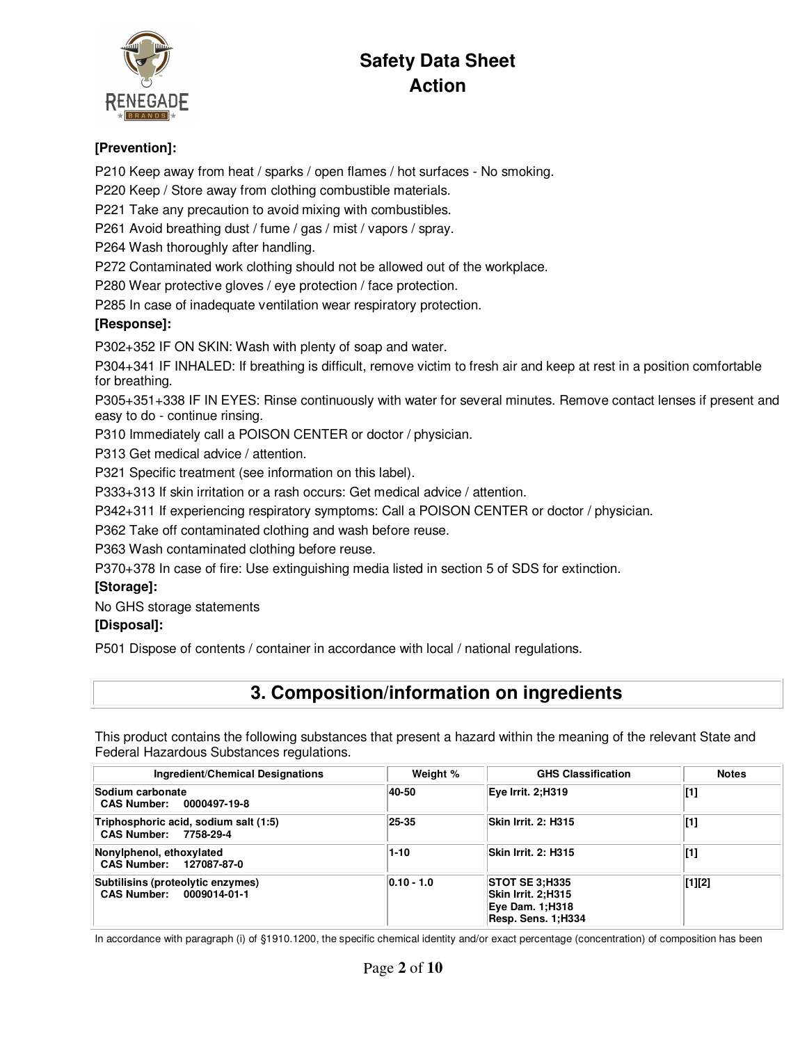**[Prevention]:**

P210 Keep away from heat / sparks / open flames / hot surfaces - No smoking.

P220 Keep / Store away from clothing combustible materials.

P221 Take any precaution to avoid mixing with combustibles.

P261 Avoid breathing dust / fume / gas / mist / vapors / spray.

P264 Wash thoroughly after handling.

P272 Contaminated work clothing should not be allowed out of the workplace.

P280 Wear protective gloves / eye protection / face protection.

P285 In case of inadequate ventilation wear respiratory protection.

**[Response]:**

P302+352 IF ON SKIN: Wash with plenty of soap and water.

P304+341 IF INHALED: If breathing is difficult, remove victim to fresh air and keep at rest in a position comfortable for breathing.

P305+351+338 IF IN EYES: Rinse continuously with water for several minutes. Remove contact lenses if present and easy to do - continue rinsing.

P310 Immediately call a POISON CENTER or doctor / physician.

P313 Get medical advice / attention.

P321 Specific treatment (see information on this label).

P333+313 If skin irritation or a rash occurs: Get medical advice / attention.

P342+311 If experiencing respiratory symptoms: Call a POISON CENTER or doctor / physician.

P362 Take off contaminated clothing and wash before reuse.

P363 Wash contaminated clothing before reuse.

P370+378 In case of fire: Use extinguishing media listed in section 5 of SDS for extinction.

**[Storage]:**

No GHS storage statements

**[Disposal]:**

P501 Dispose of contents / container in accordance with local / national regulations.

## 3. Composition/information on ingredients

This product contains the following substances that present a hazard within the meaning of the relevant State and Federal Hazardous Substances regulations.

| Ingredient/Chemical Designations | Weight % | GHS Classification | Notes |
|---|---|---|---|
| **Sodium carbonate**<br>**CAS Number: 0000497-19-8** | 40-50 | **Eye Irrit. 2;H319** | [1] |
| **Triphosphoric acid, sodium salt (1:5)**<br>**CAS Number: 7758-29-4** | 25-35 | **Skin Irrit. 2: H315** | [1] |
| **Nonylphenol, ethoxylated**<br>**CAS Number: 127087-87-0** | 1-10 | **Skin Irrit. 2: H315** | [1] |
| **Subtilisins (proteolytic enzymes)**<br>**CAS Number: 0009014-01-1** | 0.10 - 1.0 | **STOT SE 3;H335**<br>**Skin Irrit. 2;H315**<br>**Eye Dam. 1;H318**<br>**Resp. Sens. 1;H334** | [1][2] |

In accordance with paragraph (i) of §1910.1200, the specific chemical identity and/or exact percentage (concentration) of composition has been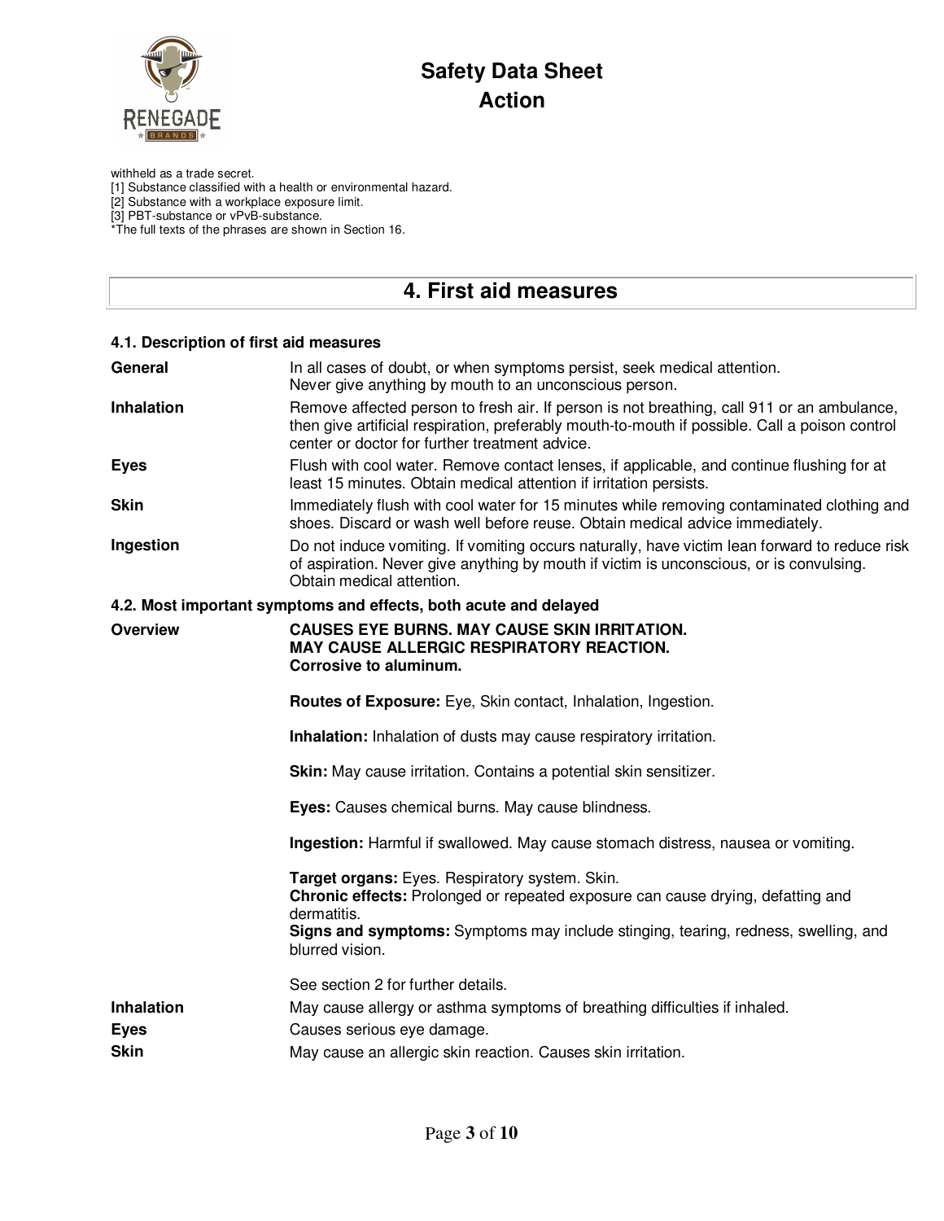withheld as a trade secret.
[1] Substance classified with a health or environmental hazard.
[2] Substance with a workplace exposure limit.
[3] PBT-substance or vPvB-substance.
*The full texts of the phrases are shown in Section 16.

# 4. First aid measures

### 4.1. Description of first aid measures

**General**
In all cases of doubt, or when symptoms persist, seek medical attention.
Never give anything by mouth to an unconscious person.

**Inhalation**
Remove affected person to fresh air. If person is not breathing, call 911 or an ambulance, then give artificial respiration, preferably mouth-to-mouth if possible. Call a poison control center or doctor for further treatment advice.

**Eyes**
Flush with cool water. Remove contact lenses, if applicable, and continue flushing for at least 15 minutes. Obtain medical attention if irritation persists.

**Skin**
Immediately flush with cool water for 15 minutes while removing contaminated clothing and shoes. Discard or wash well before reuse. Obtain medical advice immediately.

**Ingestion**
Do not induce vomiting. If vomiting occurs naturally, have victim lean forward to reduce risk of aspiration. Never give anything by mouth if victim is unconscious, or is convulsing. Obtain medical attention.

### 4.2. Most important symptoms and effects, both acute and delayed

**Overview**

**CAUSES EYE BURNS. MAY CAUSE SKIN IRRITATION.**
**MAY CAUSE ALLERGIC RESPIRATORY REACTION.**
**Corrosive to aluminum.**

**Routes of Exposure:** Eye, Skin contact, Inhalation, Ingestion.

**Inhalation:** Inhalation of dusts may cause respiratory irritation.

**Skin:** May cause irritation. Contains a potential skin sensitizer.

**Eyes:** Causes chemical burns. May cause blindness.

**Ingestion:** Harmful if swallowed. May cause stomach distress, nausea or vomiting.

**Target organs:** Eyes. Respiratory system. Skin.
**Chronic effects:** Prolonged or repeated exposure can cause drying, defatting and dermatitis.
**Signs and symptoms:** Symptoms may include stinging, tearing, redness, swelling, and blurred vision.

See section 2 for further details.

**Inhalation**
May cause allergy or asthma symptoms of breathing difficulties if inhaled.

**Eyes**
Causes serious eye damage.

**Skin**
May cause an allergic skin reaction. Causes skin irritation.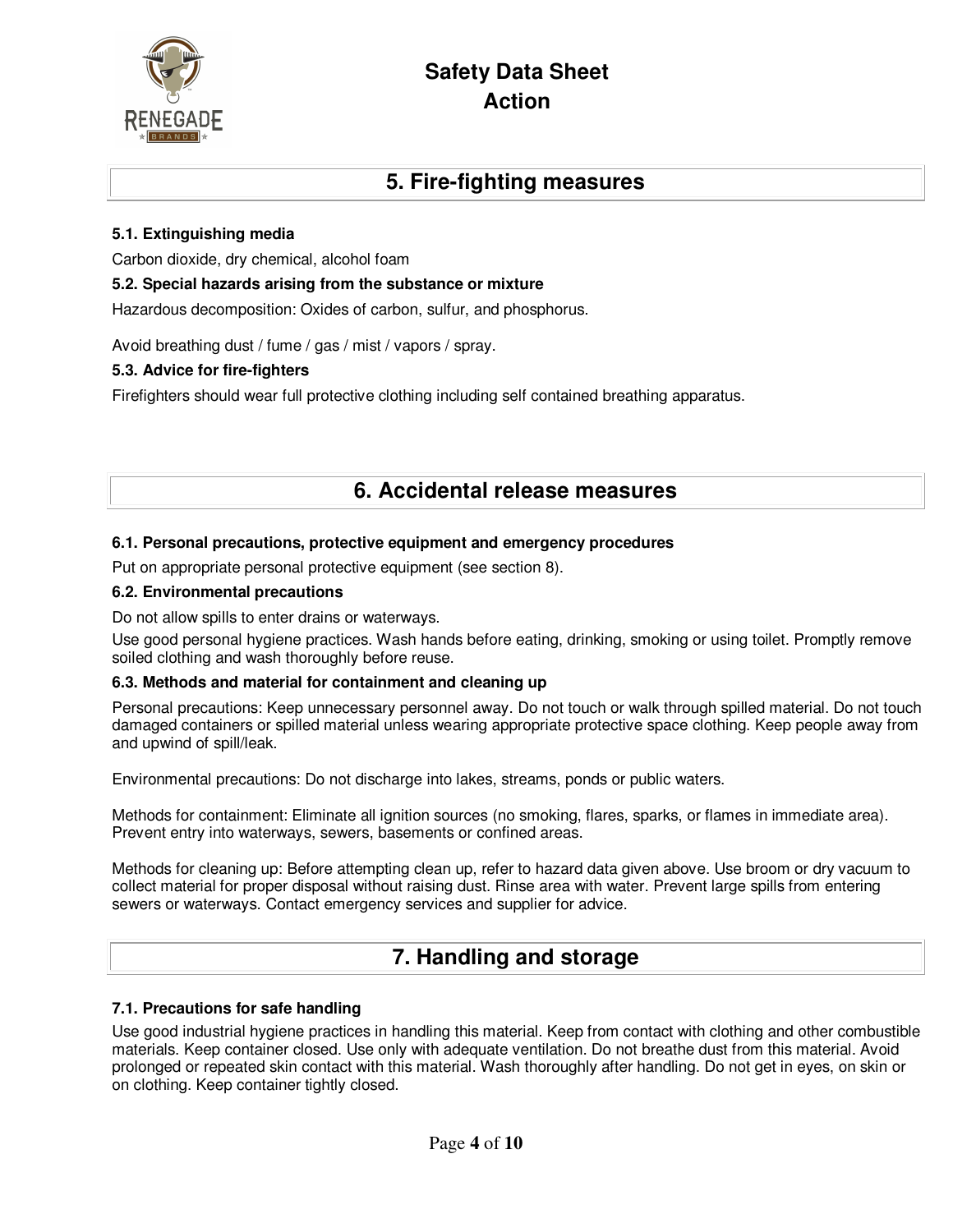## 5. Fire-fighting measures

### 5.1. Extinguishing media

Carbon dioxide, dry chemical, alcohol foam

### 5.2. Special hazards arising from the substance or mixture

Hazardous decomposition: Oxides of carbon, sulfur, and phosphorus.

Avoid breathing dust / fume / gas / mist / vapors / spray.

### 5.3. Advice for fire-fighters

Firefighters should wear full protective clothing including self contained breathing apparatus.

## 6. Accidental release measures

### 6.1. Personal precautions, protective equipment and emergency procedures

Put on appropriate personal protective equipment (see section 8).

### 6.2. Environmental precautions

Do not allow spills to enter drains or waterways.

Use good personal hygiene practices. Wash hands before eating, drinking, smoking or using toilet. Promptly remove soiled clothing and wash thoroughly before reuse.

### 6.3. Methods and material for containment and cleaning up

Personal precautions: Keep unnecessary personnel away. Do not touch or walk through spilled material. Do not touch damaged containers or spilled material unless wearing appropriate protective space clothing. Keep people away from and upwind of spill/leak.

Environmental precautions: Do not discharge into lakes, streams, ponds or public waters.

Methods for containment: Eliminate all ignition sources (no smoking, flares, sparks, or flames in immediate area). Prevent entry into waterways, sewers, basements or confined areas.

Methods for cleaning up: Before attempting clean up, refer to hazard data given above. Use broom or dry vacuum to collect material for proper disposal without raising dust. Rinse area with water. Prevent large spills from entering sewers or waterways. Contact emergency services and supplier for advice.

## 7. Handling and storage

### 7.1. Precautions for safe handling

Use good industrial hygiene practices in handling this material. Keep from contact with clothing and other combustible materials. Keep container closed. Use only with adequate ventilation. Do not breathe dust from this material. Avoid prolonged or repeated skin contact with this material. Wash thoroughly after handling. Do not get in eyes, on skin or on clothing. Keep container tightly closed.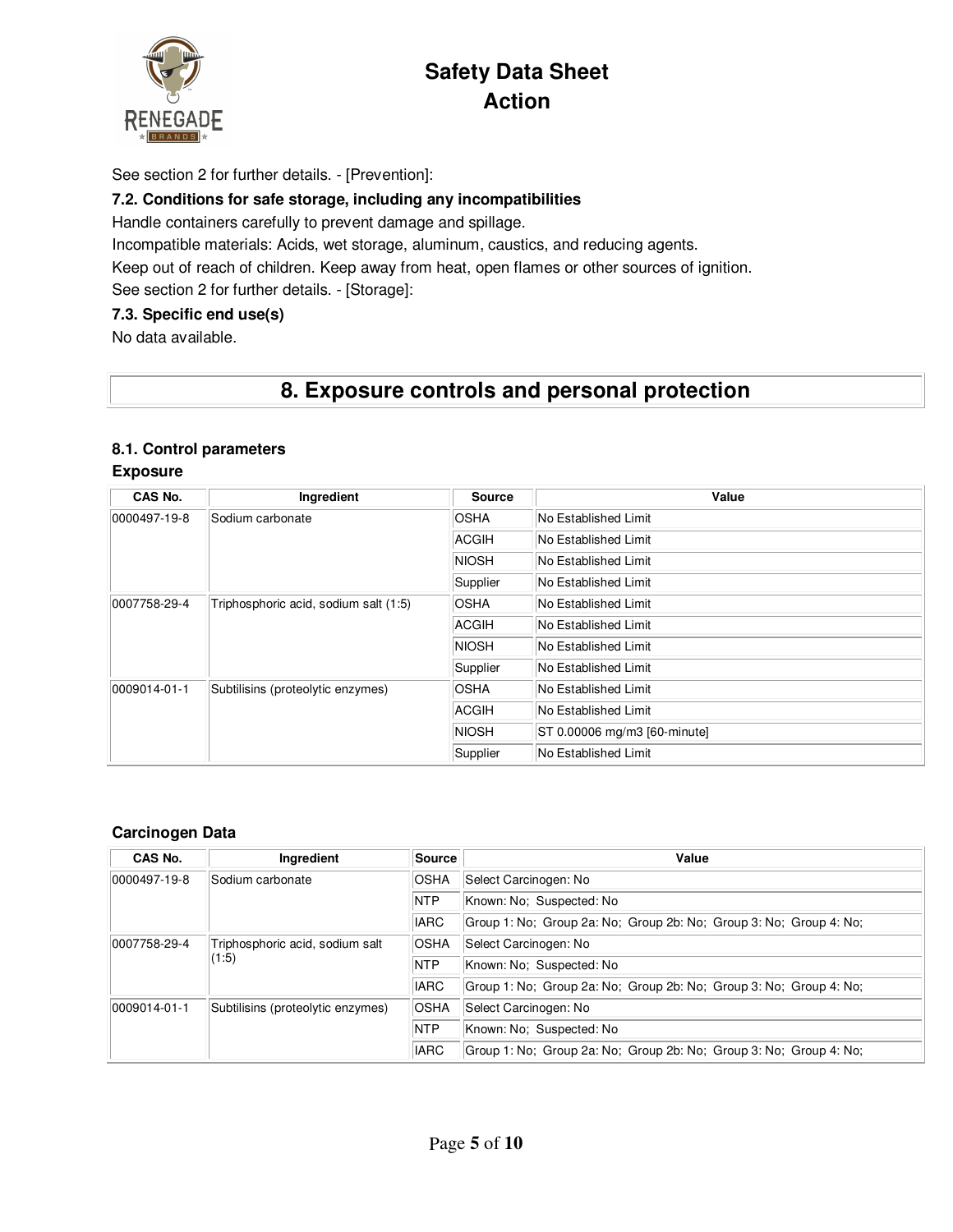See section 2 for further details. - [Prevention]:

### 7.2. Conditions for safe storage, including any incompatibilities

Handle containers carefully to prevent damage and spillage.

Incompatible materials: Acids, wet storage, aluminum, caustics, and reducing agents.

Keep out of reach of children. Keep away from heat, open flames or other sources of ignition.

See section 2 for further details. - [Storage]:

### 7.3. Specific end use(s)

No data available.

## 8. Exposure controls and personal protection

### 8.1. Control parameters

**Exposure**

| CAS No. | Ingredient | Source | Value |
|---|---|---|---|
| 0000497-19-8 | Sodium carbonate | OSHA | No Established Limit |
| | | ACGIH | No Established Limit |
| | | NIOSH | No Established Limit |
| | | Supplier | No Established Limit |
| 0007758-29-4 | Triphosphoric acid, sodium salt (1:5) | OSHA | No Established Limit |
| | | ACGIH | No Established Limit |
| | | NIOSH | No Established Limit |
| | | Supplier | No Established Limit |
| 0009014-01-1 | Subtilisins (proteolytic enzymes) | OSHA | No Established Limit |
| | | ACGIH | No Established Limit |
| | | NIOSH | ST 0.00006 mg/m3 [60-minute] |
| | | Supplier | No Established Limit |

**Carcinogen Data**

| CAS No. | Ingredient | Source | Value |
|---|---|---|---|
| 0000497-19-8 | Sodium carbonate | OSHA | Select Carcinogen: No |
| | | NTP | Known: No; Suspected: No |
| | | IARC | Group 1: No; Group 2a: No; Group 2b: No; Group 3: No; Group 4: No; |
| 0007758-29-4 | Triphosphoric acid, sodium salt (1:5) | OSHA | Select Carcinogen: No |
| | | NTP | Known: No; Suspected: No |
| | | IARC | Group 1: No; Group 2a: No; Group 2b: No; Group 3: No; Group 4: No; |
| 0009014-01-1 | Subtilisins (proteolytic enzymes) | OSHA | Select Carcinogen: No |
| | | NTP | Known: No; Suspected: No |
| | | IARC | Group 1: No; Group 2a: No; Group 2b: No; Group 3: No; Group 4: No; |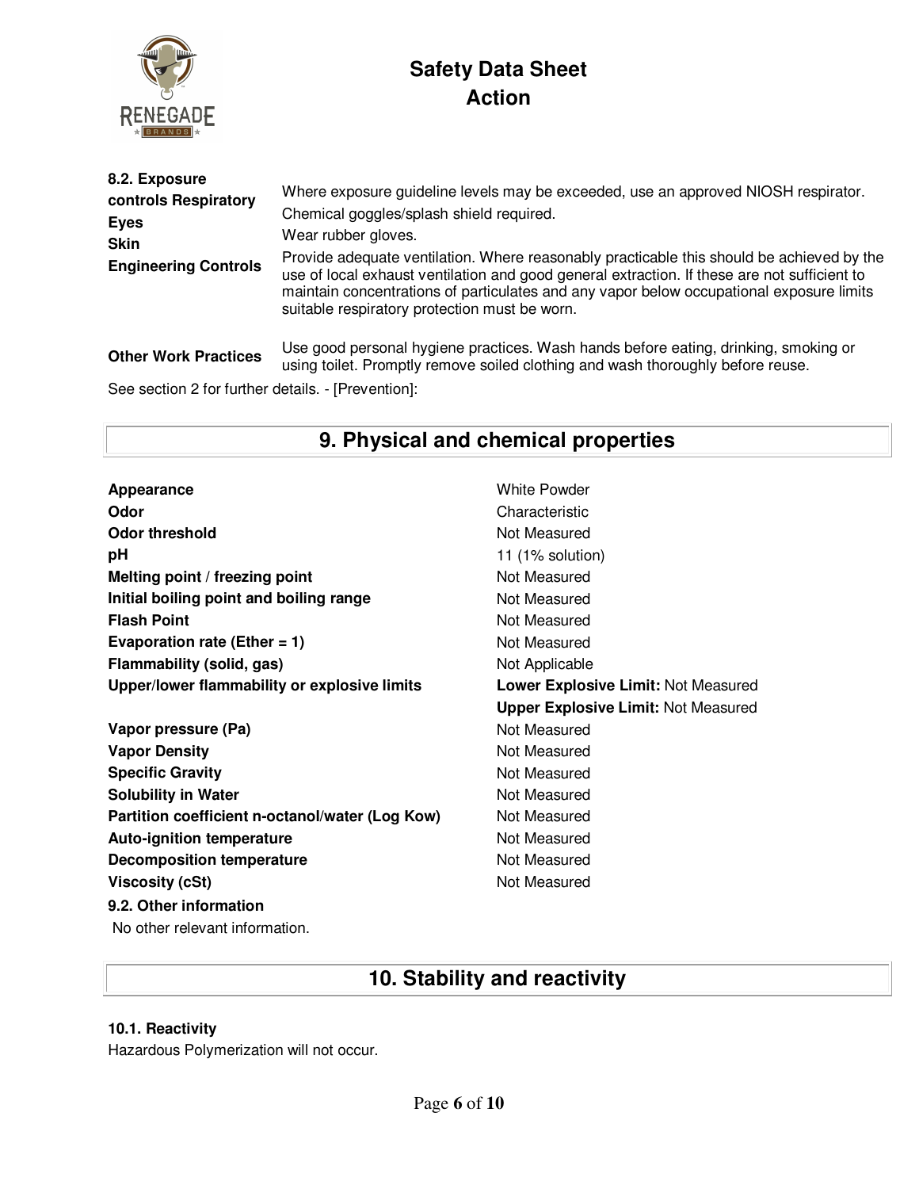**8.2. Exposure controls Respiratory**

Where exposure guideline levels may be exceeded, use an approved NIOSH respirator.

**Eyes**

Chemical goggles/splash shield required.

**Skin**

Wear rubber gloves.

**Engineering Controls**

Provide adequate ventilation. Where reasonably practicable this should be achieved by the use of local exhaust ventilation and good general extraction. If these are not sufficient to maintain concentrations of particulates and any vapor below occupational exposure limits suitable respiratory protection must be worn.

**Other Work Practices**

Use good personal hygiene practices. Wash hands before eating, drinking, smoking or using toilet. Promptly remove soiled clothing and wash thoroughly before reuse.

See section 2 for further details. - [Prevention]:

## 9. Physical and chemical properties

| | |
|---|---|
| **Appearance** | White Powder |
| **Odor** | Characteristic |
| **Odor threshold** | Not Measured |
| **pH** | 11 (1% solution) |
| **Melting point / freezing point** | Not Measured |
| **Initial boiling point and boiling range** | Not Measured |
| **Flash Point** | Not Measured |
| **Evaporation rate (Ether = 1)** | Not Measured |
| **Flammability (solid, gas)** | Not Applicable |
| **Upper/lower flammability or explosive limits** | **Lower Explosive Limit:** Not Measured |
| | **Upper Explosive Limit:** Not Measured |
| **Vapor pressure (Pa)** | Not Measured |
| **Vapor Density** | Not Measured |
| **Specific Gravity** | Not Measured |
| **Solubility in Water** | Not Measured |
| **Partition coefficient n-octanol/water (Log Kow)** | Not Measured |
| **Auto-ignition temperature** | Not Measured |
| **Decomposition temperature** | Not Measured |
| **Viscosity (cSt)** | Not Measured |

**9.2. Other information**

No other relevant information.

## 10. Stability and reactivity

**10.1. Reactivity**

Hazardous Polymerization will not occur.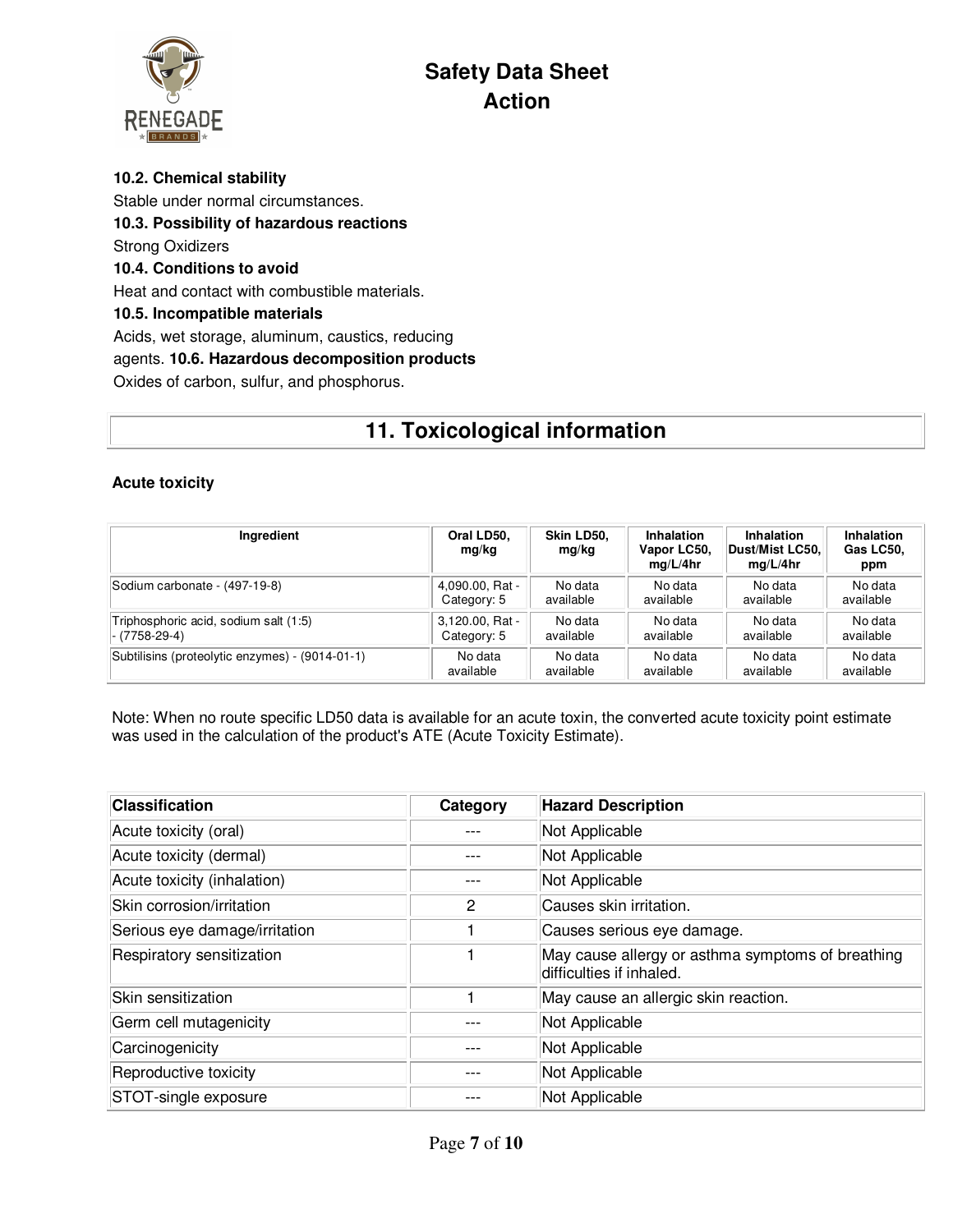**10.2. Chemical stability**

Stable under normal circumstances.

**10.3. Possibility of hazardous reactions**

Strong Oxidizers

**10.4. Conditions to avoid**

Heat and contact with combustible materials.

**10.5. Incompatible materials**

Acids, wet storage, aluminum, caustics, reducing agents.

**10.6. Hazardous decomposition products**

Oxides of carbon, sulfur, and phosphorus.

# 11. Toxicological information

**Acute toxicity**

| Ingredient | Oral LD50, mg/kg | Skin LD50, mg/kg | Inhalation Vapor LC50, mg/L/4hr | Inhalation Dust/Mist LC50, mg/L/4hr | Inhalation Gas LC50, ppm |
|---|---|---|---|---|---|
| Sodium carbonate - (497-19-8) | 4,090.00, Rat - Category: 5 | No data available | No data available | No data available | No data available |
| Triphosphoric acid, sodium salt (1:5) - (7758-29-4) | 3,120.00, Rat - Category: 5 | No data available | No data available | No data available | No data available |
| Subtilisins (proteolytic enzymes) - (9014-01-1) | No data available | No data available | No data available | No data available | No data available |

Note: When no route specific LD50 data is available for an acute toxin, the converted acute toxicity point estimate was used in the calculation of the product's ATE (Acute Toxicity Estimate).

| Classification | Category | Hazard Description |
|---|---|---|
| Acute toxicity (oral) | --- | Not Applicable |
| Acute toxicity (dermal) | --- | Not Applicable |
| Acute toxicity (inhalation) | --- | Not Applicable |
| Skin corrosion/irritation | 2 | Causes skin irritation. |
| Serious eye damage/irritation | 1 | Causes serious eye damage. |
| Respiratory sensitization | 1 | May cause allergy or asthma symptoms of breathing difficulties if inhaled. |
| Skin sensitization | 1 | May cause an allergic skin reaction. |
| Germ cell mutagenicity | --- | Not Applicable |
| Carcinogenicity | --- | Not Applicable |
| Reproductive toxicity | --- | Not Applicable |
| STOT-single exposure | --- | Not Applicable |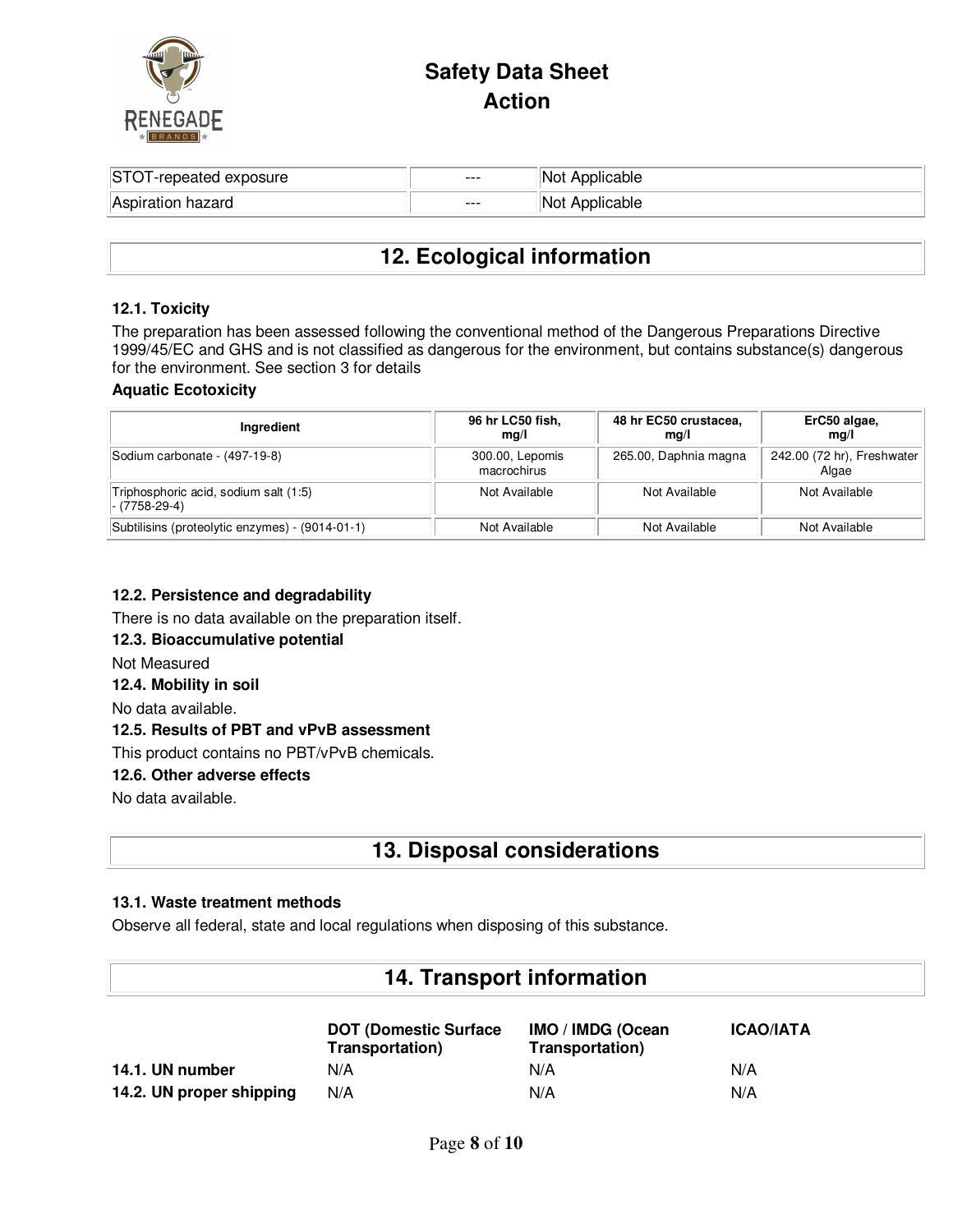| STOT-repeated exposure | --- | Not Applicable |
| --- | --- | --- |
| Aspiration hazard | --- | Not Applicable |

# 12. Ecological information

### 12.1. Toxicity

The preparation has been assessed following the conventional method of the Dangerous Preparations Directive 1999/45/EC and GHS and is not classified as dangerous for the environment, but contains substance(s) dangerous for the environment. See section 3 for details

**Aquatic Ecotoxicity**

| Ingredient | 96 hr LC50 fish, mg/l | 48 hr EC50 crustacea, mg/l | ErC50 algae, mg/l |
| --- | --- | --- | --- |
| Sodium carbonate - (497-19-8) | 300.00, Lepomis macrochirus | 265.00, Daphnia magna | 242.00 (72 hr), Freshwater Algae |
| Triphosphoric acid, sodium salt (1:5) - (7758-29-4) | Not Available | Not Available | Not Available |
| Subtilisins (proteolytic enzymes) - (9014-01-1) | Not Available | Not Available | Not Available |

### 12.2. Persistence and degradability

There is no data available on the preparation itself.

### 12.3. Bioaccumulative potential

Not Measured

### 12.4. Mobility in soil

No data available.

### 12.5. Results of PBT and vPvB assessment

This product contains no PBT/vPvB chemicals.

### 12.6. Other adverse effects

No data available.

# 13. Disposal considerations

### 13.1. Waste treatment methods

Observe all federal, state and local regulations when disposing of this substance.

# 14. Transport information

| | DOT (Domestic Surface Transportation) | IMO / IMDG (Ocean Transportation) | ICAO/IATA |
| --- | --- | --- | --- |
| **14.1. UN number** | N/A | N/A | N/A |
| **14.2. UN proper shipping** | N/A | N/A | N/A |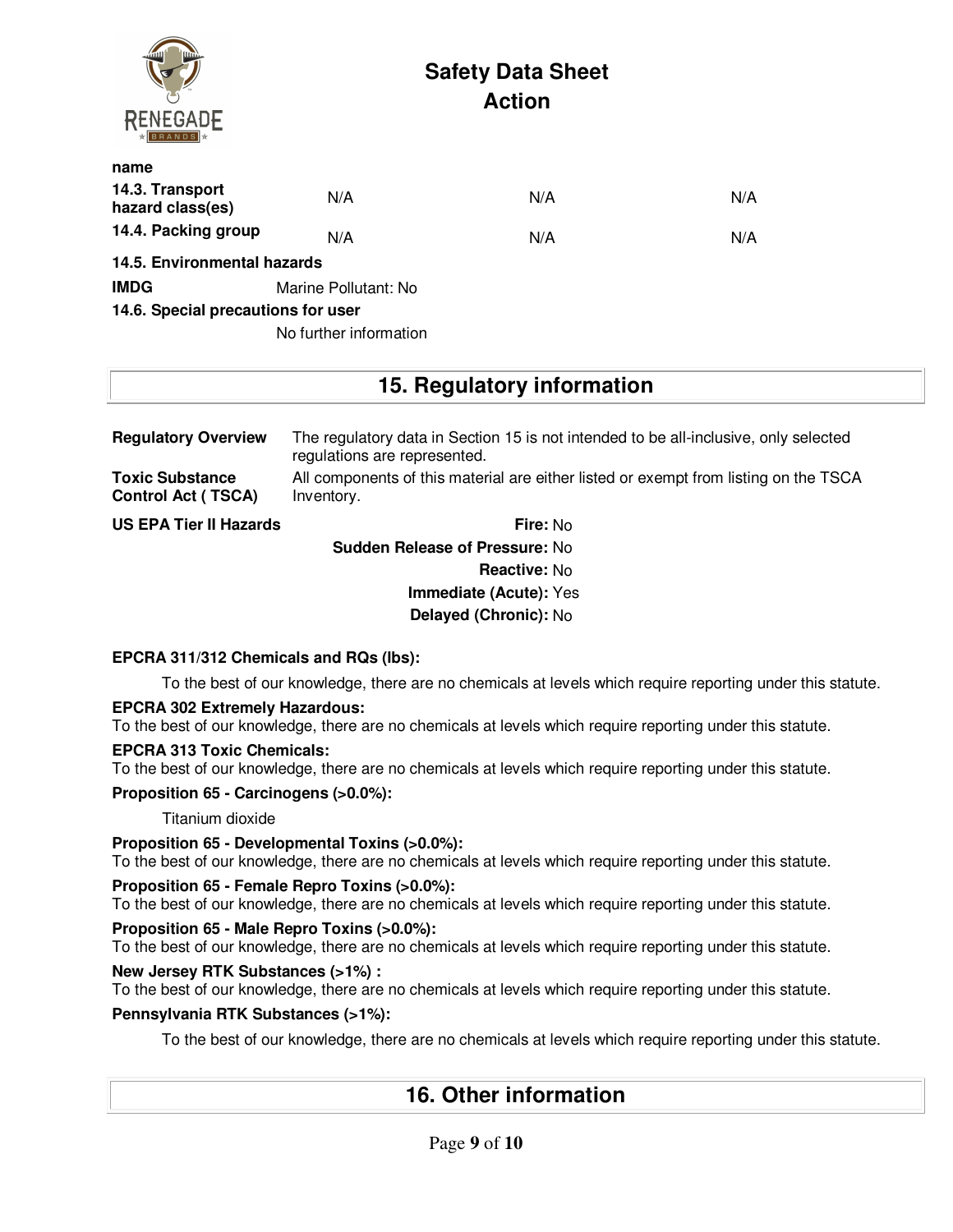| name | | | |
|---|---|---|---|
| **14.3. Transport hazard class(es)** | N/A | N/A | N/A |
| **14.4. Packing group** | N/A | N/A | N/A |

**14.5. Environmental hazards**

**IMDG** Marine Pollutant: No

**14.6. Special precautions for user**

No further information

## 15. Regulatory information

**Regulatory Overview** The regulatory data in Section 15 is not intended to be all-inclusive, only selected regulations are represented.

**Toxic Substance Control Act ( TSCA)** All components of this material are either listed or exempt from listing on the TSCA Inventory.

**US EPA Tier II Hazards**

**Fire:** No

**Sudden Release of Pressure:** No

**Reactive:** No

**Immediate (Acute):** Yes

**Delayed (Chronic):** No

**EPCRA 311/312 Chemicals and RQs (lbs):**

To the best of our knowledge, there are no chemicals at levels which require reporting under this statute.

**EPCRA 302 Extremely Hazardous:**

To the best of our knowledge, there are no chemicals at levels which require reporting under this statute.

**EPCRA 313 Toxic Chemicals:**

To the best of our knowledge, there are no chemicals at levels which require reporting under this statute.

**Proposition 65 - Carcinogens (>0.0%):**

Titanium dioxide

**Proposition 65 - Developmental Toxins (>0.0%):**

To the best of our knowledge, there are no chemicals at levels which require reporting under this statute.

**Proposition 65 - Female Repro Toxins (>0.0%):**

To the best of our knowledge, there are no chemicals at levels which require reporting under this statute.

**Proposition 65 - Male Repro Toxins (>0.0%):**

To the best of our knowledge, there are no chemicals at levels which require reporting under this statute.

**New Jersey RTK Substances (>1%) :**

To the best of our knowledge, there are no chemicals at levels which require reporting under this statute.

**Pennsylvania RTK Substances (>1%):**

To the best of our knowledge, there are no chemicals at levels which require reporting under this statute.

## 16. Other information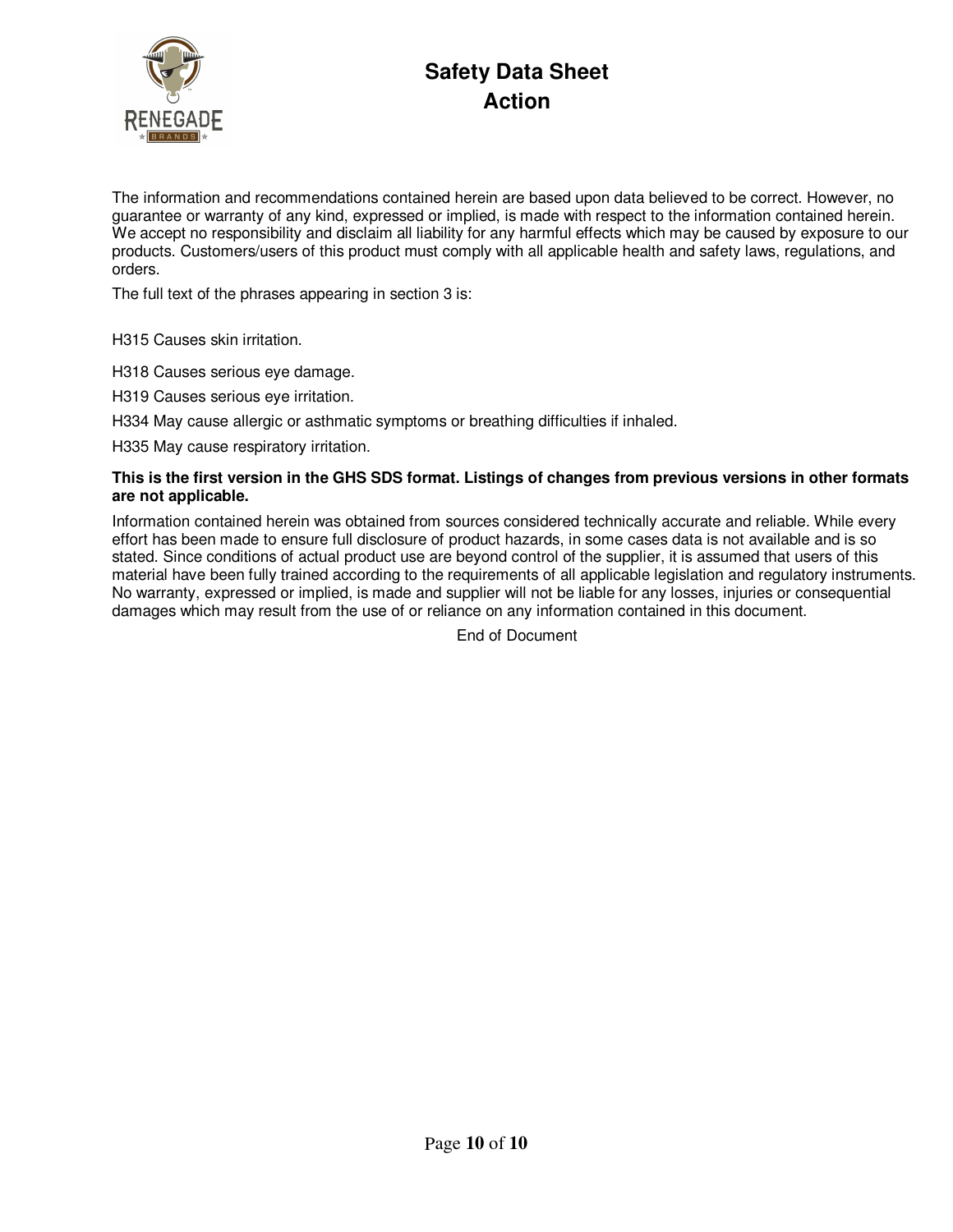The information and recommendations contained herein are based upon data believed to be correct. However, no guarantee or warranty of any kind, expressed or implied, is made with respect to the information contained herein. We accept no responsibility and disclaim all liability for any harmful effects which may be caused by exposure to our products. Customers/users of this product must comply with all applicable health and safety laws, regulations, and orders.

The full text of the phrases appearing in section 3 is:

H315 Causes skin irritation.

H318 Causes serious eye damage.

H319 Causes serious eye irritation.

H334 May cause allergic or asthmatic symptoms or breathing difficulties if inhaled.

H335 May cause respiratory irritation.

**This is the first version in the GHS SDS format. Listings of changes from previous versions in other formats are not applicable.**

Information contained herein was obtained from sources considered technically accurate and reliable. While every effort has been made to ensure full disclosure of product hazards, in some cases data is not available and is so stated. Since conditions of actual product use are beyond control of the supplier, it is assumed that users of this material have been fully trained according to the requirements of all applicable legislation and regulatory instruments. No warranty, expressed or implied, is made and supplier will not be liable for any losses, injuries or consequential damages which may result from the use of or reliance on any information contained in this document.

End of Document